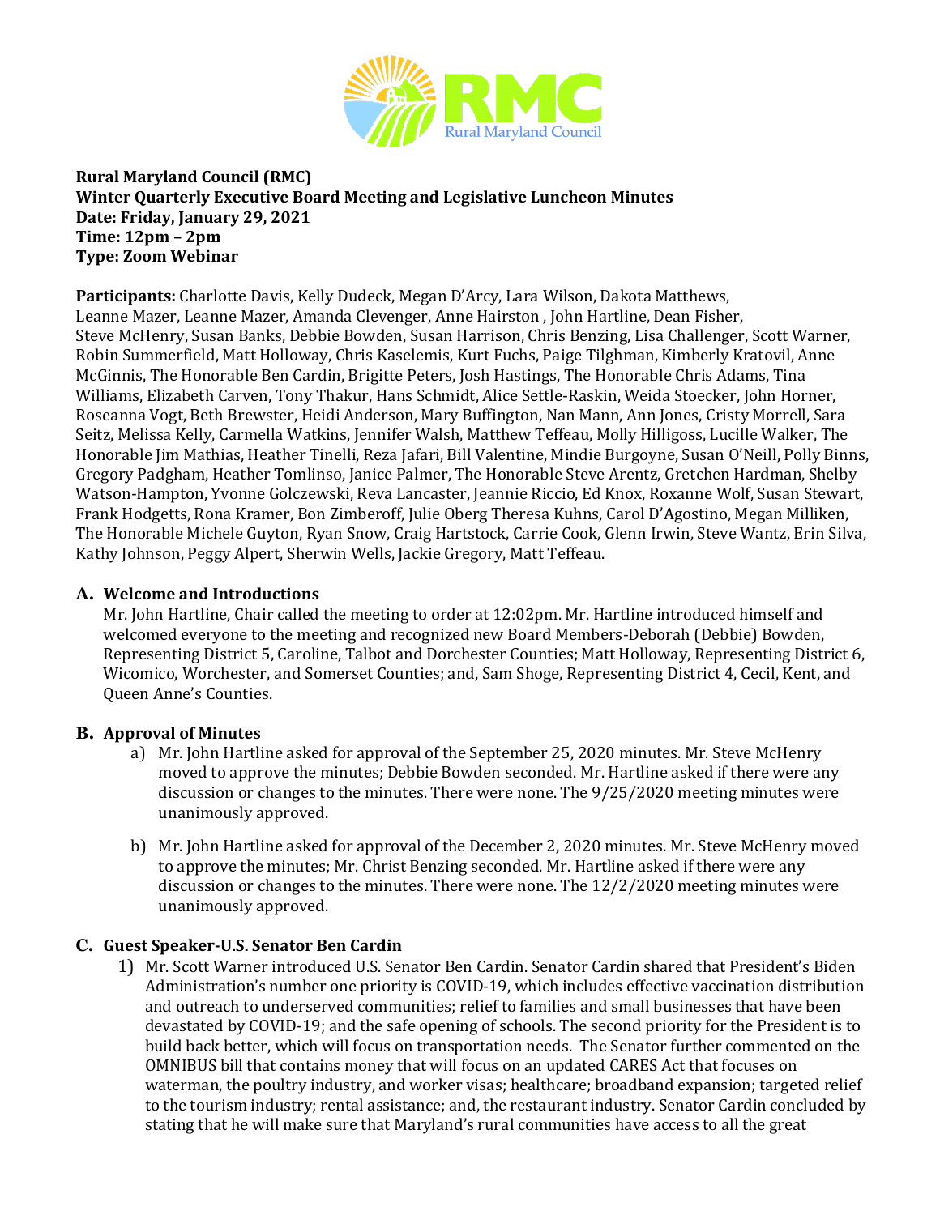**Rural Maryland Council (RMC)**
**Winter Quarterly Executive Board Meeting and Legislative Luncheon Minutes**
**Date: Friday, January 29, 2021**
**Time: 12pm – 2pm**
**Type: Zoom Webinar**

**Participants:** Charlotte Davis, Kelly Dudeck, Megan D'Arcy, Lara Wilson, Dakota Matthews, Leanne Mazer, Leanne Mazer, Amanda Clevenger, Anne Hairston , John Hartline, Dean Fisher, Steve McHenry, Susan Banks, Debbie Bowden, Susan Harrison, Chris Benzing, Lisa Challenger, Scott Warner, Robin Summerfield, Matt Holloway, Chris Kaselemis, Kurt Fuchs, Paige Tilghman, Kimberly Kratovil, Anne McGinnis, The Honorable Ben Cardin, Brigitte Peters, Josh Hastings, The Honorable Chris Adams, Tina Williams, Elizabeth Carven, Tony Thakur, Hans Schmidt, Alice Settle-Raskin, Weida Stoecker, John Horner, Roseanna Vogt, Beth Brewster, Heidi Anderson, Mary Buffington, Nan Mann, Ann Jones, Cristy Morrell, Sara Seitz, Melissa Kelly, Carmella Watkins, Jennifer Walsh, Matthew Teffeau, Molly Hilligoss, Lucille Walker, The Honorable Jim Mathias, Heather Tinelli, Reza Jafari, Bill Valentine, Mindie Burgoyne, Susan O'Neill, Polly Binns, Gregory Padgham, Heather Tomlinso, Janice Palmer, The Honorable Steve Arentz, Gretchen Hardman, Shelby Watson-Hampton, Yvonne Golczewski, Reva Lancaster, Jeannie Riccio, Ed Knox, Roxanne Wolf, Susan Stewart, Frank Hodgetts, Rona Kramer, Bon Zimberoff, Julie Oberg Theresa Kuhns, Carol D'Agostino, Megan Milliken, The Honorable Michele Guyton, Ryan Snow, Craig Hartstock, Carrie Cook, Glenn Irwin, Steve Wantz, Erin Silva, Kathy Johnson, Peggy Alpert, Sherwin Wells, Jackie Gregory, Matt Teffeau.

## A. Welcome and Introductions

Mr. John Hartline, Chair called the meeting to order at 12:02pm. Mr. Hartline introduced himself and welcomed everyone to the meeting and recognized new Board Members-Deborah (Debbie) Bowden, Representing District 5, Caroline, Talbot and Dorchester Counties; Matt Holloway, Representing District 6, Wicomico, Worchester, and Somerset Counties; and, Sam Shoge, Representing District 4, Cecil, Kent, and Queen Anne's Counties.

## B. Approval of Minutes

a) Mr. John Hartline asked for approval of the September 25, 2020 minutes. Mr. Steve McHenry moved to approve the minutes; Debbie Bowden seconded. Mr. Hartline asked if there were any discussion or changes to the minutes. There were none. The 9/25/2020 meeting minutes were unanimously approved.

b) Mr. John Hartline asked for approval of the December 2, 2020 minutes. Mr. Steve McHenry moved to approve the minutes; Mr. Christ Benzing seconded. Mr. Hartline asked if there were any discussion or changes to the minutes. There were none. The 12/2/2020 meeting minutes were unanimously approved.

## C. Guest Speaker-U.S. Senator Ben Cardin

1) Mr. Scott Warner introduced U.S. Senator Ben Cardin. Senator Cardin shared that President's Biden Administration's number one priority is COVID-19, which includes effective vaccination distribution and outreach to underserved communities; relief to families and small businesses that have been devastated by COVID-19; and the safe opening of schools. The second priority for the President is to build back better, which will focus on transportation needs. The Senator further commented on the OMNIBUS bill that contains money that will focus on an updated CARES Act that focuses on waterman, the poultry industry, and worker visas; healthcare; broadband expansion; targeted relief to the tourism industry; rental assistance; and, the restaurant industry. Senator Cardin concluded by stating that he will make sure that Maryland's rural communities have access to all the great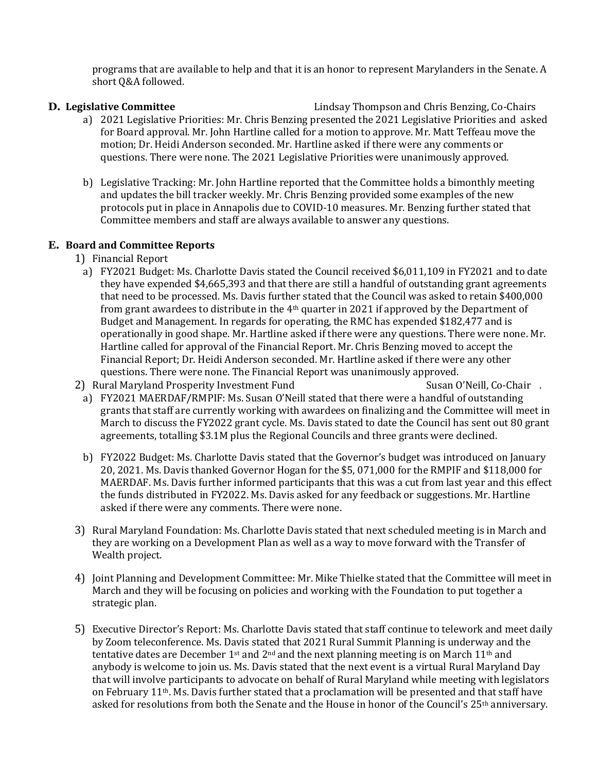programs that are available to help and that it is an honor to represent Marylanders in the Senate. A short Q&A followed.

**D. Legislative Committee** Lindsay Thompson and Chris Benzing, Co-Chairs

a) 2021 Legislative Priorities: Mr. Chris Benzing presented the 2021 Legislative Priorities and asked for Board approval. Mr. John Hartline called for a motion to approve. Mr. Matt Teffeau move the motion; Dr. Heidi Anderson seconded. Mr. Hartline asked if there were any comments or questions. There were none. The 2021 Legislative Priorities were unanimously approved.

b) Legislative Tracking: Mr. John Hartline reported that the Committee holds a bimonthly meeting and updates the bill tracker weekly. Mr. Chris Benzing provided some examples of the new protocols put in place in Annapolis due to COVID-10 measures. Mr. Benzing further stated that Committee members and staff are always available to answer any questions.

**E. Board and Committee Reports**

1) Financial Report

a) FY2021 Budget: Ms. Charlotte Davis stated the Council received $6,011,109 in FY2021 and to date they have expended $4,665,393 and that there are still a handful of outstanding grant agreements that need to be processed. Ms. Davis further stated that the Council was asked to retain $400,000 from grant awardees to distribute in the 4th quarter in 2021 if approved by the Department of Budget and Management. In regards for operating, the RMC has expended $182,477 and is operationally in good shape. Mr. Hartline asked if there were any questions. There were none. Mr. Hartline called for approval of the Financial Report. Mr. Chris Benzing moved to accept the Financial Report; Dr. Heidi Anderson seconded. Mr. Hartline asked if there were any other questions. There were none. The Financial Report was unanimously approved.

2) Rural Maryland Prosperity Investment Fund Susan O'Neill, Co-Chair .

a) FY2021 MAERDAF/RMPIF: Ms. Susan O'Neill stated that there were a handful of outstanding grants that staff are currently working with awardees on finalizing and the Committee will meet in March to discuss the FY2022 grant cycle. Ms. Davis stated to date the Council has sent out 80 grant agreements, totalling $3.1M plus the Regional Councils and three grants were declined.

b) FY2022 Budget: Ms. Charlotte Davis stated that the Governor's budget was introduced on January 20, 2021. Ms. Davis thanked Governor Hogan for the $5, 071,000 for the RMPIF and $118,000 for MAERDAF. Ms. Davis further informed participants that this was a cut from last year and this effect the funds distributed in FY2022. Ms. Davis asked for any feedback or suggestions. Mr. Hartline asked if there were any comments. There were none.

3) Rural Maryland Foundation: Ms. Charlotte Davis stated that next scheduled meeting is in March and they are working on a Development Plan as well as a way to move forward with the Transfer of Wealth project.

4) Joint Planning and Development Committee: Mr. Mike Thielke stated that the Committee will meet in March and they will be focusing on policies and working with the Foundation to put together a strategic plan.

5) Executive Director's Report: Ms. Charlotte Davis stated that staff continue to telework and meet daily by Zoom teleconference. Ms. Davis stated that 2021 Rural Summit Planning is underway and the tentative dates are December 1st and 2nd and the next planning meeting is on March 11th and anybody is welcome to join us. Ms. Davis stated that the next event is a virtual Rural Maryland Day that will involve participants to advocate on behalf of Rural Maryland while meeting with legislators on February 11th. Ms. Davis further stated that a proclamation will be presented and that staff have asked for resolutions from both the Senate and the House in honor of the Council's 25th anniversary.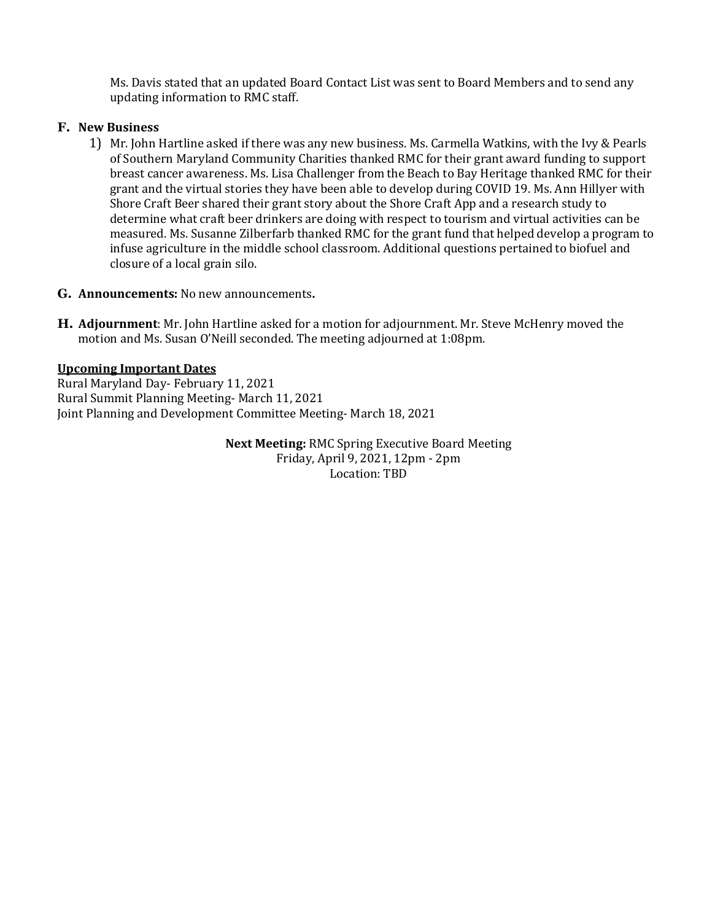Ms. Davis stated that an updated Board Contact List was sent to Board Members and to send any updating information to RMC staff.

**F. New Business**

1) Mr. John Hartline asked if there was any new business. Ms. Carmella Watkins, with the Ivy & Pearls of Southern Maryland Community Charities thanked RMC for their grant award funding to support breast cancer awareness. Ms. Lisa Challenger from the Beach to Bay Heritage thanked RMC for their grant and the virtual stories they have been able to develop during COVID 19. Ms. Ann Hillyer with Shore Craft Beer shared their grant story about the Shore Craft App and a research study to determine what craft beer drinkers are doing with respect to tourism and virtual activities can be measured. Ms. Susanne Zilberfarb thanked RMC for the grant fund that helped develop a program to infuse agriculture in the middle school classroom. Additional questions pertained to biofuel and closure of a local grain silo.

**G. Announcements:** No new announcements**.**

**H. Adjournment**: Mr. John Hartline asked for a motion for adjournment. Mr. Steve McHenry moved the motion and Ms. Susan O'Neill seconded. The meeting adjourned at 1:08pm.

**Upcoming Important Dates**

Rural Maryland Day- February 11, 2021
Rural Summit Planning Meeting- March 11, 2021
Joint Planning and Development Committee Meeting- March 18, 2021

**Next Meeting:** RMC Spring Executive Board Meeting
Friday, April 9, 2021, 12pm - 2pm
Location: TBD